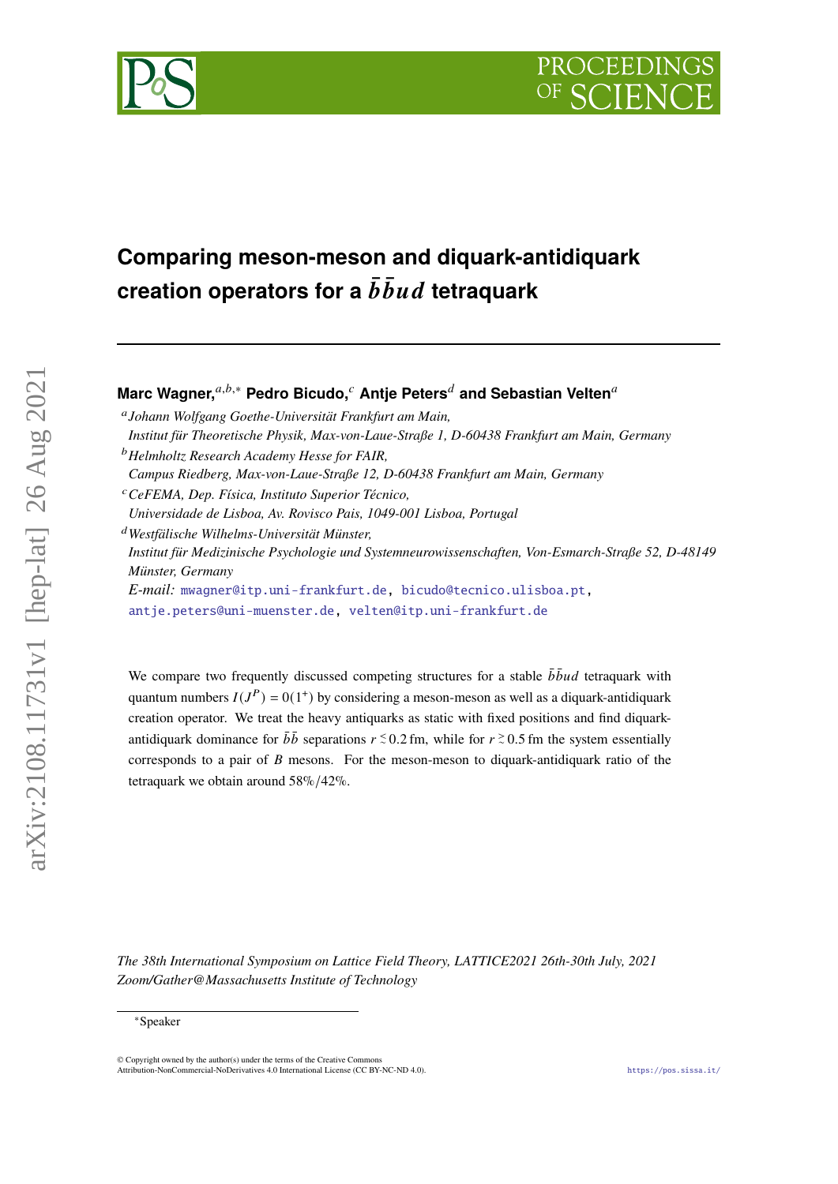# Comparing meson-meson and diquark-antidiquark creation operators for a $\bar{b}\bar{b}ud$ tetraquark

**Marc Wagner,**[a,b,*] **Pedro Bicudo,**[c] **Antje Peters**[d] **and Sebastian Velten**[a]

[a] *Johann Wolfgang Goethe-Universität Frankfurt am Main, Institut für Theoretische Physik, Max-von-Laue-Straße 1, D-60438 Frankfurt am Main, Germany*

[b] *Helmholtz Research Academy Hesse for FAIR, Campus Riedberg, Max-von-Laue-Straße 12, D-60438 Frankfurt am Main, Germany*

[c] *CeFEMA, Dep. Física, Instituto Superior Técnico, Universidade de Lisboa, Av. Rovisco Pais, 1049-001 Lisboa, Portugal*

[d] *Westfälische Wilhelms-Universität Münster, Institut für Medizinische Psychologie und Systemneurowissenschaften, Von-Esmarch-Straße 52, D-48149 Münster, Germany*

*E-mail:* mwagner@itp.uni-frankfurt.de, bicudo@tecnico.ulisboa.pt, antje.peters@uni-muenster.de, velten@itp.uni-frankfurt.de

We compare two frequently discussed competing structures for a stable $\bar{b}\bar{b}ud$ tetraquark with quantum numbers $I(J^P) = 0(1^+)$ by considering a meson-meson as well as a diquark-antidiquark creation operator. We treat the heavy antiquarks as static with fixed positions and find diquark-antidiquark dominance for $\bar{b}\bar{b}$ separations $r \lesssim 0.2\,\text{fm}$, while for $r \gtrsim 0.5\,\text{fm}$ the system essentially corresponds to a pair of $B$ mesons. For the meson-meson to diquark-antidiquark ratio of the tetraquark we obtain around 58%/42%.

*The 38th International Symposium on Lattice Field Theory, LATTICE2021 26th-30th July, 2021 Zoom/Gather@Massachusetts Institute of Technology*

*Speaker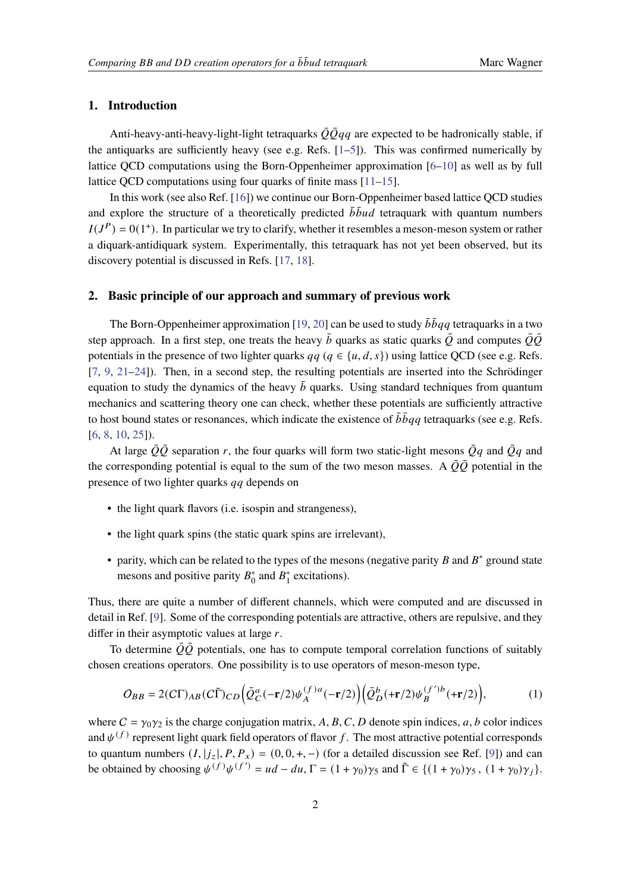## 1. Introduction

Anti-heavy-anti-heavy-light-light tetraquarks $\bar{Q}\bar{Q}qq$ are expected to be hadronically stable, if the antiquarks are sufficiently heavy (see e.g. Refs. [1–5]). This was confirmed numerically by lattice QCD computations using the Born-Oppenheimer approximation [6–10] as well as by full lattice QCD computations using four quarks of finite mass [11–15].

In this work (see also Ref. [16]) we continue our Born-Oppenheimer based lattice QCD studies and explore the structure of a theoretically predicted $\bar{b}\bar{b}ud$ tetraquark with quantum numbers $I(J^P) = 0(1^+)$. In particular we try to clarify, whether it resembles a meson-meson system or rather a diquark-antidiquark system. Experimentally, this tetraquark has not yet been observed, but its discovery potential is discussed in Refs. [17, 18].

## 2. Basic principle of our approach and summary of previous work

The Born-Oppenheimer approximation [19, 20] can be used to study $\bar{b}\bar{b}qq$ tetraquarks in a two step approach. In a first step, one treats the heavy $\bar{b}$ quarks as static quarks $\bar{Q}$ and computes $\bar{Q}\bar{Q}$ potentials in the presence of two lighter quarks $qq$ ($q \in \{u, d, s\}$) using lattice QCD (see e.g. Refs. [7, 9, 21–24]). Then, in a second step, the resulting potentials are inserted into the Schrödinger equation to study the dynamics of the heavy $\bar{b}$ quarks. Using standard techniques from quantum mechanics and scattering theory one can check, whether these potentials are sufficiently attractive to host bound states or resonances, which indicate the existence of $\bar{b}\bar{b}qq$ tetraquarks (see e.g. Refs. [6, 8, 10, 25]).

At large $\bar{Q}\bar{Q}$ separation $r$, the four quarks will form two static-light mesons $\bar{Q}q$ and $\bar{Q}q$ and the corresponding potential is equal to the sum of the two meson masses. A $\bar{Q}\bar{Q}$ potential in the presence of two lighter quarks $qq$ depends on

- the light quark flavors (i.e. isospin and strangeness),
- the light quark spins (the static quark spins are irrelevant),
- parity, which can be related to the types of the mesons (negative parity $B$ and $B^*$ ground state mesons and positive parity $B_0^*$ and $B_1^*$ excitations).

Thus, there are quite a number of different channels, which were computed and are discussed in detail in Ref. [9]. Some of the corresponding potentials are attractive, others are repulsive, and they differ in their asymptotic values at large $r$.

To determine $\bar{Q}\bar{Q}$ potentials, one has to compute temporal correlation functions of suitably chosen creations operators. One possibility is to use operators of meson-meson type,

$$O_{BB} = 2(C\Gamma)_{AB}(C\tilde{\Gamma})_{CD}\Big(\bar{Q}_C^a(-\mathbf{r}/2)\psi_A^{(f)a}(-\mathbf{r}/2)\Big)\Big(\bar{Q}_D^b(+\mathbf{r}/2)\psi_B^{(f')b}(+\mathbf{r}/2)\Big), \tag{1}$$

where $C = \gamma_0\gamma_2$ is the charge conjugation matrix, $A, B, C, D$ denote spin indices, $a, b$ color indices and $\psi^{(f)}$ represent light quark field operators of flavor $f$. The most attractive potential corresponds to quantum numbers $(I, |j_z|, P, P_x) = (0, 0, +, -)$ (for a detailed discussion see Ref. [9]) and can be obtained by choosing $\psi^{(f)}\psi^{(f')} = ud - du$, $\Gamma = (1 + \gamma_0)\gamma_5$ and $\tilde{\Gamma} \in \{(1 + \gamma_0)\gamma_5\,,\ (1 + \gamma_0)\gamma_j\}$.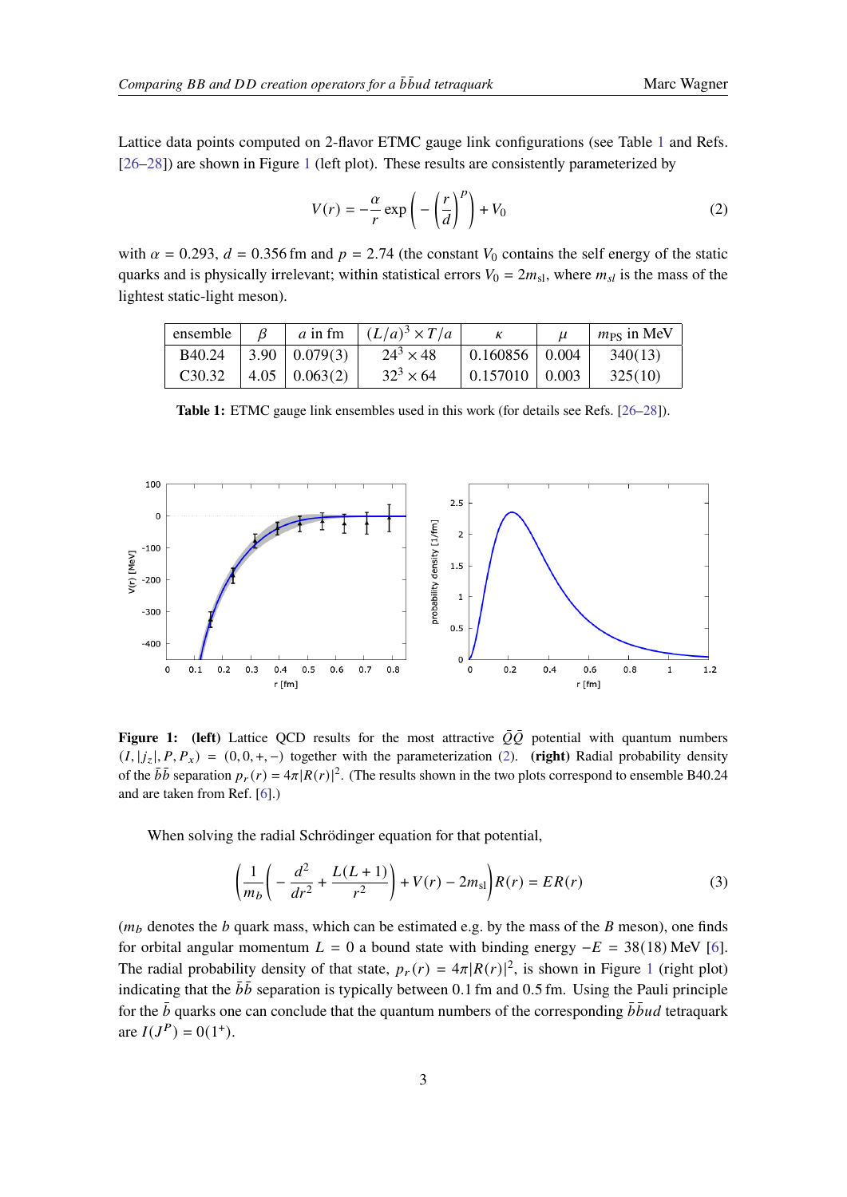Lattice data points computed on 2-flavor ETMC gauge link configurations (see Table 1 and Refs. [26–28]) are shown in Figure 1 (left plot). These results are consistently parameterized by

$$V(r) = -\frac{\alpha}{r} \exp\left(-\left(\frac{r}{d}\right)^p\right) + V_0 \tag{2}$$

with $\alpha = 0.293$, $d = 0.356\,\text{fm}$ and $p = 2.74$ (the constant $V_0$ contains the self energy of the static quarks and is physically irrelevant; within statistical errors $V_0 = 2m_{\text{sl}}$, where $m_{sl}$ is the mass of the lightest static-light meson).

| ensemble | $\beta$ | $a$ in fm | $(L/a)^3 \times T/a$ | $\kappa$ | $\mu$ | $m_{\text{PS}}$ in MeV |
|---|---|---|---|---|---|---|
| B40.24 | 3.90 | 0.079(3) | $24^3 \times 48$ | 0.160856 | 0.004 | 340(13) |
| C30.32 | 4.05 | 0.063(2) | $32^3 \times 64$ | 0.157010 | 0.003 | 325(10) |

**Table 1:** ETMC gauge link ensembles used in this work (for details see Refs. [26–28]).

**Figure 1: (left)** Lattice QCD results for the most attractive $\bar{Q}\bar{Q}$ potential with quantum numbers $(I, |j_z|, P, P_x) = (0, 0, +, -)$ together with the parameterization (2). **(right)** Radial probability density of the $\bar{b}\bar{b}$ separation $p_r(r) = 4\pi|R(r)|^2$. (The results shown in the two plots correspond to ensemble B40.24 and are taken from Ref. [6].)

When solving the radial Schrödinger equation for that potential,

$$\left(\frac{1}{m_b}\left(-\frac{d^2}{dr^2} + \frac{L(L+1)}{r^2}\right) + V(r) - 2m_{\text{sl}}\right) R(r) = ER(r) \tag{3}$$

($m_b$ denotes the $b$ quark mass, which can be estimated e.g. by the mass of the $B$ meson), one finds for orbital angular momentum $L = 0$ a bound state with binding energy $-E = 38(18)\,\text{MeV}$ [6]. The radial probability density of that state, $p_r(r) = 4\pi|R(r)|^2$, is shown in Figure 1 (right plot) indicating that the $\bar{b}\bar{b}$ separation is typically between 0.1 fm and 0.5 fm. Using the Pauli principle for the $\bar{b}$ quarks one can conclude that the quantum numbers of the corresponding $\bar{b}\bar{b}ud$ tetraquark are $I(J^P) = 0(1^+)$.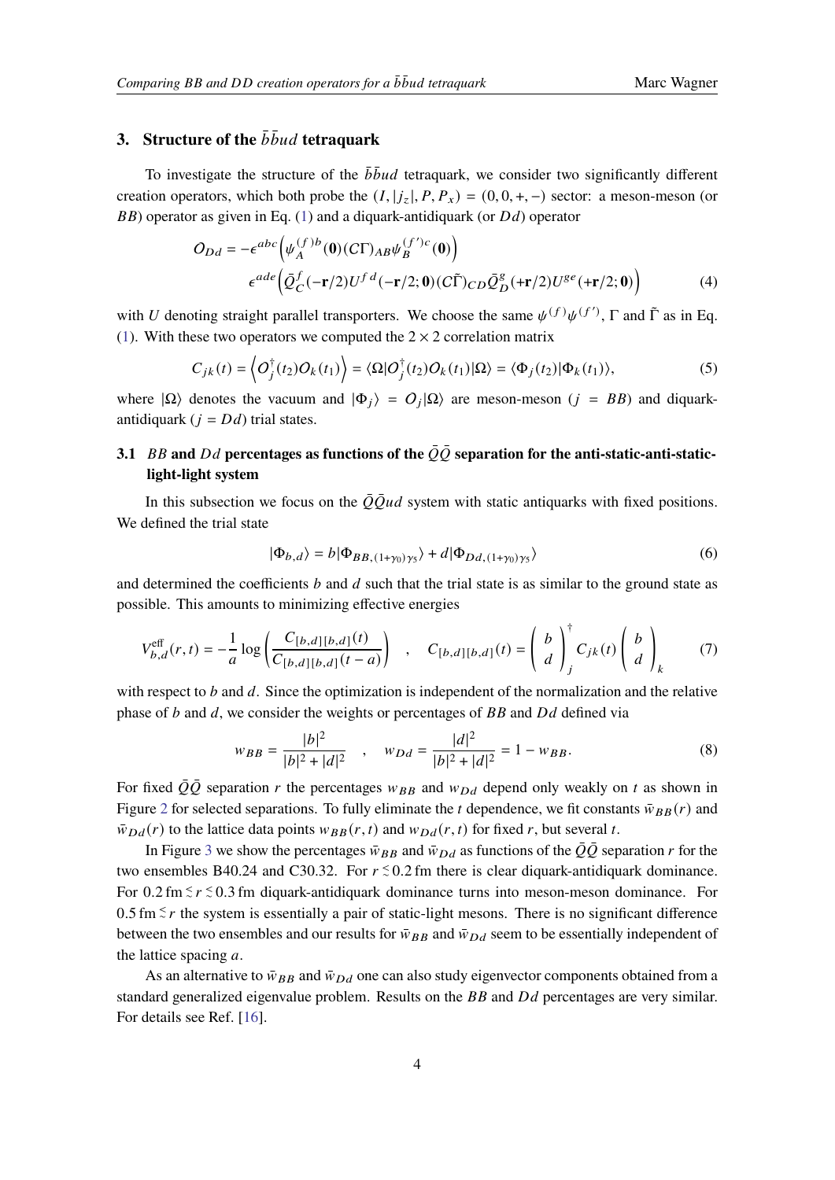## 3. Structure of the $\bar{b}\bar{b}ud$ tetraquark

To investigate the structure of the $\bar{b}\bar{b}ud$ tetraquark, we consider two significantly different creation operators, which both probe the $(I,|j_z|,P,P_x) = (0,0,+,-)$ sector: a meson-meson (or $BB$) operator as given in Eq. (1) and a diquark-antidiquark (or $Dd$) operator

$$
\begin{aligned}
O_{Dd} = -\epsilon^{abc}\Big(\psi_A^{(f)b}(\mathbf{0})(C\Gamma)_{AB}\psi_B^{(f')c}(\mathbf{0})\Big) \\
\epsilon^{ade}\Big(\bar{Q}_C^{f}(-\mathbf{r}/2)U^{fd}(-\mathbf{r}/2;\mathbf{0})(C\tilde{\Gamma})_{CD}\bar{Q}_D^{g}(+\mathbf{r}/2)U^{ge}(+\mathbf{r}/2;\mathbf{0})\Big)
\end{aligned}
\tag{4}
$$

with $U$ denoting straight parallel transporters. We choose the same $\psi^{(f)}\psi^{(f')}$, $\Gamma$ and $\tilde{\Gamma}$ as in Eq. (1). With these two operators we computed the $2\times 2$ correlation matrix

$$
C_{jk}(t) = \Big\langle O_j^\dagger(t_2)O_k(t_1)\Big\rangle = \langle\Omega|O_j^\dagger(t_2)O_k(t_1)|\Omega\rangle = \langle\Phi_j(t_2)|\Phi_k(t_1)\rangle, \tag{5}
$$

where $|\Omega\rangle$ denotes the vacuum and $|\Phi_j\rangle = O_j|\Omega\rangle$ are meson-meson ($j = BB$) and diquark-antidiquark ($j = Dd$) trial states.

### 3.1 $BB$ and $Dd$ percentages as functions of the $\bar{Q}\bar{Q}$ separation for the anti-static-anti-static-light-light system

In this subsection we focus on the $\bar{Q}\bar{Q}ud$ system with static antiquarks with fixed positions. We defined the trial state

$$
|\Phi_{b,d}\rangle = b|\Phi_{BB,(1+\gamma_0)\gamma_5}\rangle + d|\Phi_{Dd,(1+\gamma_0)\gamma_5}\rangle \tag{6}
$$

and determined the coefficients $b$ and $d$ such that the trial state is as similar to the ground state as possible. This amounts to minimizing effective energies

$$
V_{b,d}^{\text{eff}}(r,t) = -\frac{1}{a}\log\left(\frac{C_{[b,d][b,d]}(t)}{C_{[b,d][b,d]}(t-a)}\right) \quad , \quad C_{[b,d][b,d]}(t) = \left(\begin{array}{c} b \\ d \end{array}\right)_j^\dagger C_{jk}(t)\left(\begin{array}{c} b \\ d \end{array}\right)_k \tag{7}
$$

with respect to $b$ and $d$. Since the optimization is independent of the normalization and the relative phase of $b$ and $d$, we consider the weights or percentages of $BB$ and $Dd$ defined via

$$
w_{BB} = \frac{|b|^2}{|b|^2+|d|^2} \quad , \quad w_{Dd} = \frac{|d|^2}{|b|^2+|d|^2} = 1 - w_{BB}. \tag{8}
$$

For fixed $\bar{Q}\bar{Q}$ separation $r$ the percentages $w_{BB}$ and $w_{Dd}$ depend only weakly on $t$ as shown in Figure 2 for selected separations. To fully eliminate the $t$ dependence, we fit constants $\bar{w}_{BB}(r)$ and $\bar{w}_{Dd}(r)$ to the lattice data points $w_{BB}(r,t)$ and $w_{Dd}(r,t)$ for fixed $r$, but several $t$.

In Figure 3 we show the percentages $\bar{w}_{BB}$ and $\bar{w}_{Dd}$ as functions of the $\bar{Q}\bar{Q}$ separation $r$ for the two ensembles B40.24 and C30.32. For $r \lesssim 0.2\,\text{fm}$ there is clear diquark-antidiquark dominance. For $0.2\,\text{fm} \lesssim r \lesssim 0.3\,\text{fm}$ diquark-antidiquark dominance turns into meson-meson dominance. For $0.5\,\text{fm} \lesssim r$ the system is essentially a pair of static-light mesons. There is no significant difference between the two ensembles and our results for $\bar{w}_{BB}$ and $\bar{w}_{Dd}$ seem to be essentially independent of the lattice spacing $a$.

As an alternative to $\bar{w}_{BB}$ and $\bar{w}_{Dd}$ one can also study eigenvector components obtained from a standard generalized eigenvalue problem. Results on the $BB$ and $Dd$ percentages are very similar. For details see Ref. [16].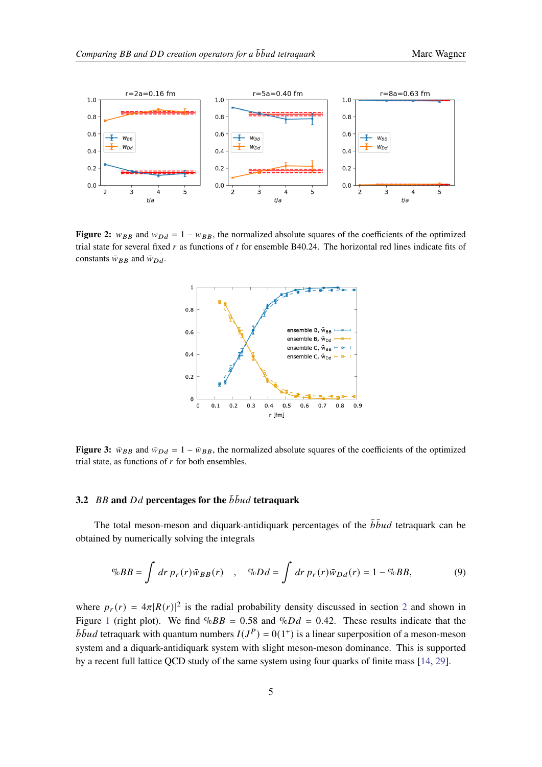**Figure 2:** $w_{BB}$ and $w_{Dd} = 1 - w_{BB}$, the normalized absolute squares of the coefficients of the optimized trial state for several fixed $r$ as functions of $t$ for ensemble B40.24. The horizontal red lines indicate fits of constants $\bar{w}_{BB}$ and $\bar{w}_{Dd}$.

**Figure 3:** $\bar{w}_{BB}$ and $\bar{w}_{Dd} = 1 - \bar{w}_{BB}$, the normalized absolute squares of the coefficients of the optimized trial state, as functions of $r$ for both ensembles.

### 3.2 $BB$ and $Dd$ percentages for the $\bar{b}\bar{b}ud$ tetraquark

The total meson-meson and diquark-antidiquark percentages of the $\bar{b}\bar{b}ud$ tetraquark can be obtained by numerically solving the integrals

$$\%BB = \int dr \, p_r(r) \bar{w}_{BB}(r) \quad , \quad \%Dd = \int dr \, p_r(r) \bar{w}_{Dd}(r) = 1 - \%BB, \tag{9}$$

where $p_r(r) = 4\pi|R(r)|^2$ is the radial probability density discussed in section 2 and shown in Figure 1 (right plot). We find $\%BB = 0.58$ and $\%Dd = 0.42$. These results indicate that the $\bar{b}\bar{b}ud$ tetraquark with quantum numbers $I(J^P) = 0(1^+)$ is a linear superposition of a meson-meson system and a diquark-antidiquark system with slight meson-meson dominance. This is supported by a recent full lattice QCD study of the same system using four quarks of finite mass [14, 29].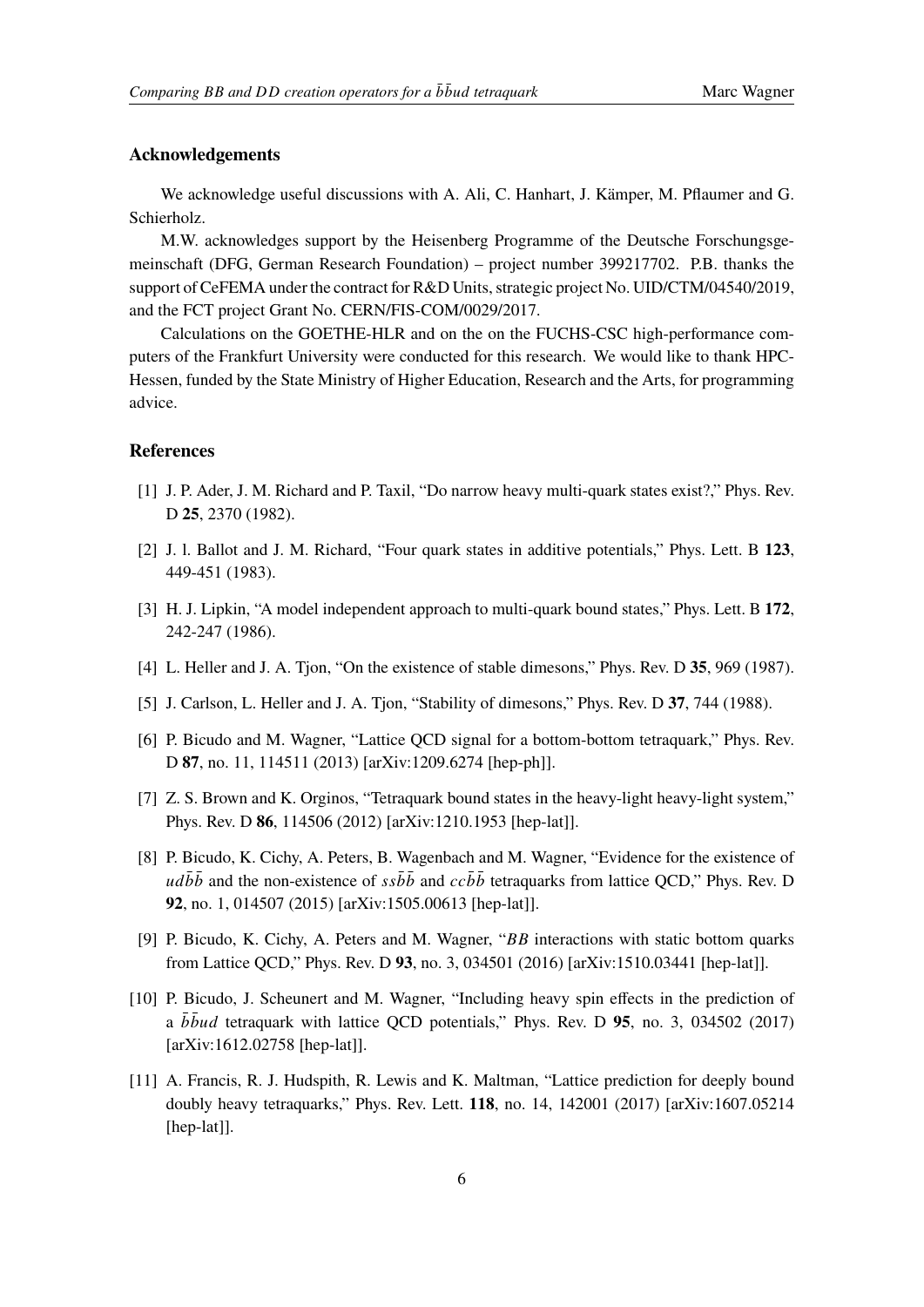## Acknowledgements

We acknowledge useful discussions with A. Ali, C. Hanhart, J. Kämper, M. Pflaumer and G. Schierholz.

M.W. acknowledges support by the Heisenberg Programme of the Deutsche Forschungsgemeinschaft (DFG, German Research Foundation) – project number 399217702. P.B. thanks the support of CeFEMA under the contract for R&D Units, strategic project No. UID/CTM/04540/2019, and the FCT project Grant No. CERN/FIS-COM/0029/2017.

Calculations on the GOETHE-HLR and on the on the FUCHS-CSC high-performance computers of the Frankfurt University were conducted for this research. We would like to thank HPC-Hessen, funded by the State Ministry of Higher Education, Research and the Arts, for programming advice.

## References

[1] J. P. Ader, J. M. Richard and P. Taxil, "Do narrow heavy multi-quark states exist?," Phys. Rev. D **25**, 2370 (1982).

[2] J. l. Ballot and J. M. Richard, "Four quark states in additive potentials," Phys. Lett. B **123**, 449-451 (1983).

[3] H. J. Lipkin, "A model independent approach to multi-quark bound states," Phys. Lett. B **172**, 242-247 (1986).

[4] L. Heller and J. A. Tjon, "On the existence of stable dimesons," Phys. Rev. D **35**, 969 (1987).

[5] J. Carlson, L. Heller and J. A. Tjon, "Stability of dimesons," Phys. Rev. D **37**, 744 (1988).

[6] P. Bicudo and M. Wagner, "Lattice QCD signal for a bottom-bottom tetraquark," Phys. Rev. D **87**, no. 11, 114511 (2013) [arXiv:1209.6274 [hep-ph]].

[7] Z. S. Brown and K. Orginos, "Tetraquark bound states in the heavy-light heavy-light system," Phys. Rev. D **86**, 114506 (2012) [arXiv:1210.1953 [hep-lat]].

[8] P. Bicudo, K. Cichy, A. Peters, B. Wagenbach and M. Wagner, "Evidence for the existence of $ud\bar{b}\bar{b}$ and the non-existence of $ss\bar{b}\bar{b}$ and $cc\bar{b}\bar{b}$ tetraquarks from lattice QCD," Phys. Rev. D **92**, no. 1, 014507 (2015) [arXiv:1505.00613 [hep-lat]].

[9] P. Bicudo, K. Cichy, A. Peters and M. Wagner, "$BB$ interactions with static bottom quarks from Lattice QCD," Phys. Rev. D **93**, no. 3, 034501 (2016) [arXiv:1510.03441 [hep-lat]].

[10] P. Bicudo, J. Scheunert and M. Wagner, "Including heavy spin effects in the prediction of a $\bar{b}\bar{b}ud$ tetraquark with lattice QCD potentials," Phys. Rev. D **95**, no. 3, 034502 (2017) [arXiv:1612.02758 [hep-lat]].

[11] A. Francis, R. J. Hudspith, R. Lewis and K. Maltman, "Lattice prediction for deeply bound doubly heavy tetraquarks," Phys. Rev. Lett. **118**, no. 14, 142001 (2017) [arXiv:1607.05214 [hep-lat]].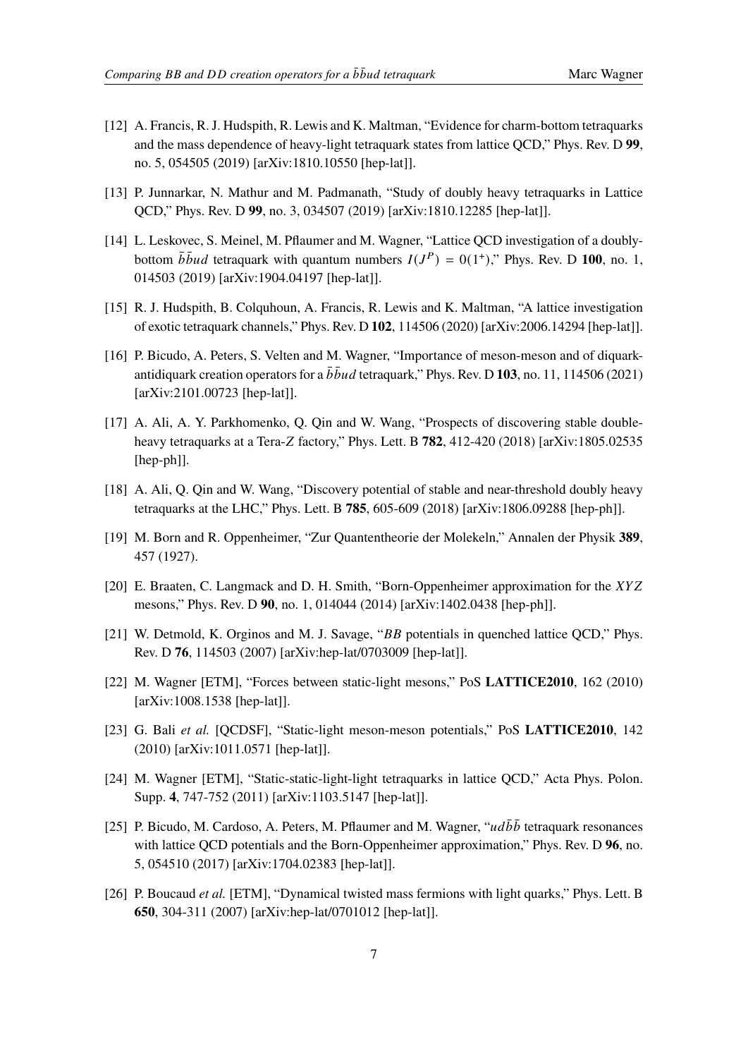[12] A. Francis, R. J. Hudspith, R. Lewis and K. Maltman, "Evidence for charm-bottom tetraquarks and the mass dependence of heavy-light tetraquark states from lattice QCD," Phys. Rev. D **99**, no. 5, 054505 (2019) [arXiv:1810.10550 [hep-lat]].

[13] P. Junnarkar, N. Mathur and M. Padmanath, "Study of doubly heavy tetraquarks in Lattice QCD," Phys. Rev. D **99**, no. 3, 034507 (2019) [arXiv:1810.12285 [hep-lat]].

[14] L. Leskovec, S. Meinel, M. Pflaumer and M. Wagner, "Lattice QCD investigation of a doubly-bottom $\bar{b}\bar{b}ud$ tetraquark with quantum numbers $I(J^P) = 0(1^+)$," Phys. Rev. D **100**, no. 1, 014503 (2019) [arXiv:1904.04197 [hep-lat]].

[15] R. J. Hudspith, B. Colquhoun, A. Francis, R. Lewis and K. Maltman, "A lattice investigation of exotic tetraquark channels," Phys. Rev. D **102**, 114506 (2020) [arXiv:2006.14294 [hep-lat]].

[16] P. Bicudo, A. Peters, S. Velten and M. Wagner, "Importance of meson-meson and of diquark-antidiquark creation operators for a $\bar{b}\bar{b}ud$ tetraquark," Phys. Rev. D **103**, no. 11, 114506 (2021) [arXiv:2101.00723 [hep-lat]].

[17] A. Ali, A. Y. Parkhomenko, Q. Qin and W. Wang, "Prospects of discovering stable double-heavy tetraquarks at a Tera-$Z$ factory," Phys. Lett. B **782**, 412-420 (2018) [arXiv:1805.02535 [hep-ph]].

[18] A. Ali, Q. Qin and W. Wang, "Discovery potential of stable and near-threshold doubly heavy tetraquarks at the LHC," Phys. Lett. B **785**, 605-609 (2018) [arXiv:1806.09288 [hep-ph]].

[19] M. Born and R. Oppenheimer, "Zur Quantentheorie der Molekeln," Annalen der Physik **389**, 457 (1927).

[20] E. Braaten, C. Langmack and D. H. Smith, "Born-Oppenheimer approximation for the $XYZ$ mesons," Phys. Rev. D **90**, no. 1, 014044 (2014) [arXiv:1402.0438 [hep-ph]].

[21] W. Detmold, K. Orginos and M. J. Savage, "$BB$ potentials in quenched lattice QCD," Phys. Rev. D **76**, 114503 (2007) [arXiv:hep-lat/0703009 [hep-lat]].

[22] M. Wagner [ETM], "Forces between static-light mesons," PoS **LATTICE2010**, 162 (2010) [arXiv:1008.1538 [hep-lat]].

[23] G. Bali *et al.* [QCDSF], "Static-light meson-meson potentials," PoS **LATTICE2010**, 142 (2010) [arXiv:1011.0571 [hep-lat]].

[24] M. Wagner [ETM], "Static-static-light-light tetraquarks in lattice QCD," Acta Phys. Polon. Supp. **4**, 747-752 (2011) [arXiv:1103.5147 [hep-lat]].

[25] P. Bicudo, M. Cardoso, A. Peters, M. Pflaumer and M. Wagner, "$ud\bar{b}\bar{b}$ tetraquark resonances with lattice QCD potentials and the Born-Oppenheimer approximation," Phys. Rev. D **96**, no. 5, 054510 (2017) [arXiv:1704.02383 [hep-lat]].

[26] P. Boucaud *et al.* [ETM], "Dynamical twisted mass fermions with light quarks," Phys. Lett. B **650**, 304-311 (2007) [arXiv:hep-lat/0701012 [hep-lat]].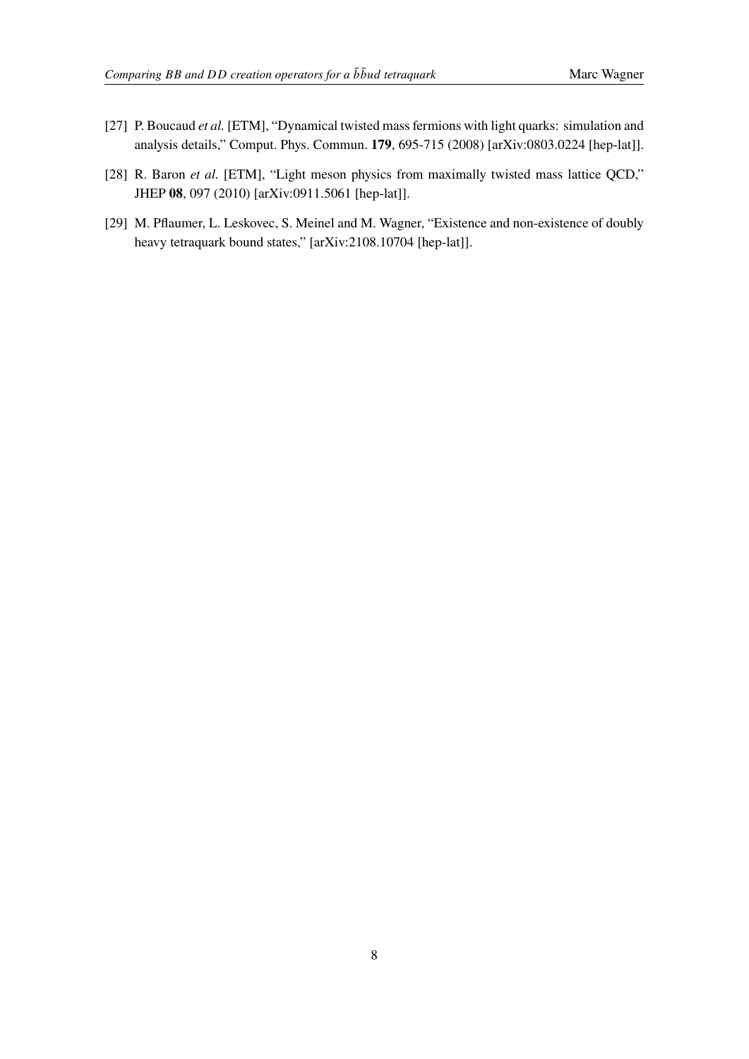[27] P. Boucaud *et al.* [ETM], "Dynamical twisted mass fermions with light quarks: simulation and analysis details," Comput. Phys. Commun. **179**, 695-715 (2008) [arXiv:0803.0224 [hep-lat]].

[28] R. Baron *et al.* [ETM], "Light meson physics from maximally twisted mass lattice QCD," JHEP **08**, 097 (2010) [arXiv:0911.5061 [hep-lat]].

[29] M. Pflaumer, L. Leskovec, S. Meinel and M. Wagner, "Existence and non-existence of doubly heavy tetraquark bound states," [arXiv:2108.10704 [hep-lat]].